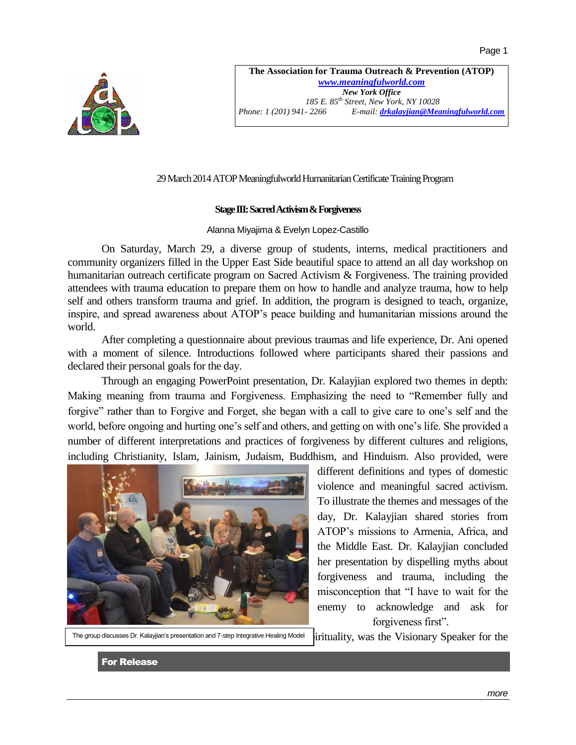**The Association for Trauma Outreach & Prevention (ATOP)**
*www.meaningfulworld.com*
***New York Office***
*185 E. 85th Street, New York, NY 10028*
*Phone: 1 (201) 941- 2266* *E-mail: drkalayjian@Meaningfulworld.com*

29 March 2014 ATOP Meaningfulworld Humanitarian Certificate Training Program

**Stage III: Sacred Activism & Forgiveness**

Alanna Miyajima & Evelyn Lopez-Castillo

On Saturday, March 29, a diverse group of students, interns, medical practitioners and community organizers filled in the Upper East Side beautiful space to attend an all day workshop on humanitarian outreach certificate program on Sacred Activism & Forgiveness. The training provided attendees with trauma education to prepare them on how to handle and analyze trauma, how to help self and others transform trauma and grief. In addition, the program is designed to teach, organize, inspire, and spread awareness about ATOP's peace building and humanitarian missions around the world.

After completing a questionnaire about previous traumas and life experience, Dr. Ani opened with a moment of silence. Introductions followed where participants shared their passions and declared their personal goals for the day.

Through an engaging PowerPoint presentation, Dr. Kalayjian explored two themes in depth: Making meaning from trauma and Forgiveness. Emphasizing the need to "Remember fully and forgive" rather than to Forgive and Forget, she began with a call to give care to one's self and the world, before ongoing and hurting one's self and others, and getting on with one's life. She provided a number of different interpretations and practices of forgiveness by different cultures and religions, including Christianity, Islam, Jainism, Judaism, Buddhism, and Hinduism. Also provided, were different definitions and types of domestic violence and meaningful sacred activism. To illustrate the themes and messages of the day, Dr. Kalayjian shared stories from ATOP's missions to Armenia, Africa, and the Middle East. Dr. Kalayjian concluded her presentation by dispelling myths about forgiveness and trauma, including the misconception that "I have to wait for the enemy to acknowledge and ask for forgiveness first".

The group discusses Dr. Kalayjian's presentation and 7-step Integrative Healing Model

irituality, was the Visionary Speaker for the

**For Release**

*more*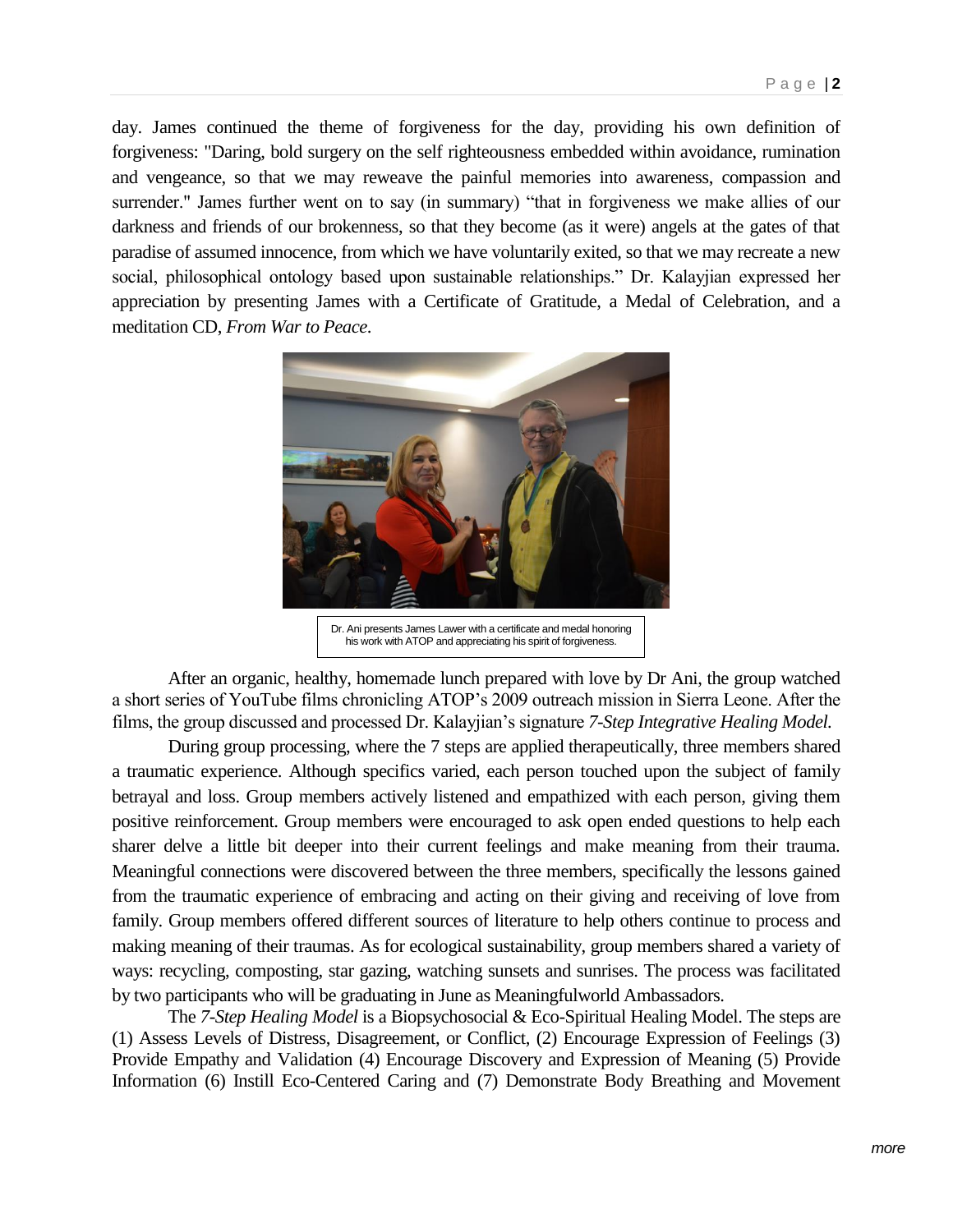day. James continued the theme of forgiveness for the day, providing his own definition of forgiveness: "Daring, bold surgery on the self righteousness embedded within avoidance, rumination and vengeance, so that we may reweave the painful memories into awareness, compassion and surrender." James further went on to say (in summary) "that in forgiveness we make allies of our darkness and friends of our brokenness, so that they become (as it were) angels at the gates of that paradise of assumed innocence, from which we have voluntarily exited, so that we may recreate a new social, philosophical ontology based upon sustainable relationships." Dr. Kalayjian expressed her appreciation by presenting James with a Certificate of Gratitude, a Medal of Celebration, and a meditation CD, *From War to Peace*.

Dr. Ani presents James Lawer with a certificate and medal honoring his work with ATOP and appreciating his spirit of forgiveness.

After an organic, healthy, homemade lunch prepared with love by Dr Ani, the group watched a short series of YouTube films chronicling ATOP's 2009 outreach mission in Sierra Leone. After the films, the group discussed and processed Dr. Kalayjian's signature *7-Step Integrative Healing Model.*

During group processing, where the 7 steps are applied therapeutically, three members shared a traumatic experience. Although specifics varied, each person touched upon the subject of family betrayal and loss. Group members actively listened and empathized with each person, giving them positive reinforcement. Group members were encouraged to ask open ended questions to help each sharer delve a little bit deeper into their current feelings and make meaning from their trauma. Meaningful connections were discovered between the three members, specifically the lessons gained from the traumatic experience of embracing and acting on their giving and receiving of love from family. Group members offered different sources of literature to help others continue to process and making meaning of their traumas. As for ecological sustainability, group members shared a variety of ways: recycling, composting, star gazing, watching sunsets and sunrises. The process was facilitated by two participants who will be graduating in June as Meaningfulworld Ambassadors.

The *7-Step Healing Model* is a Biopsychosocial & Eco-Spiritual Healing Model. The steps are (1) Assess Levels of Distress, Disagreement, or Conflict, (2) Encourage Expression of Feelings (3) Provide Empathy and Validation (4) Encourage Discovery and Expression of Meaning (5) Provide Information (6) Instill Eco-Centered Caring and (7) Demonstrate Body Breathing and Movement

*more*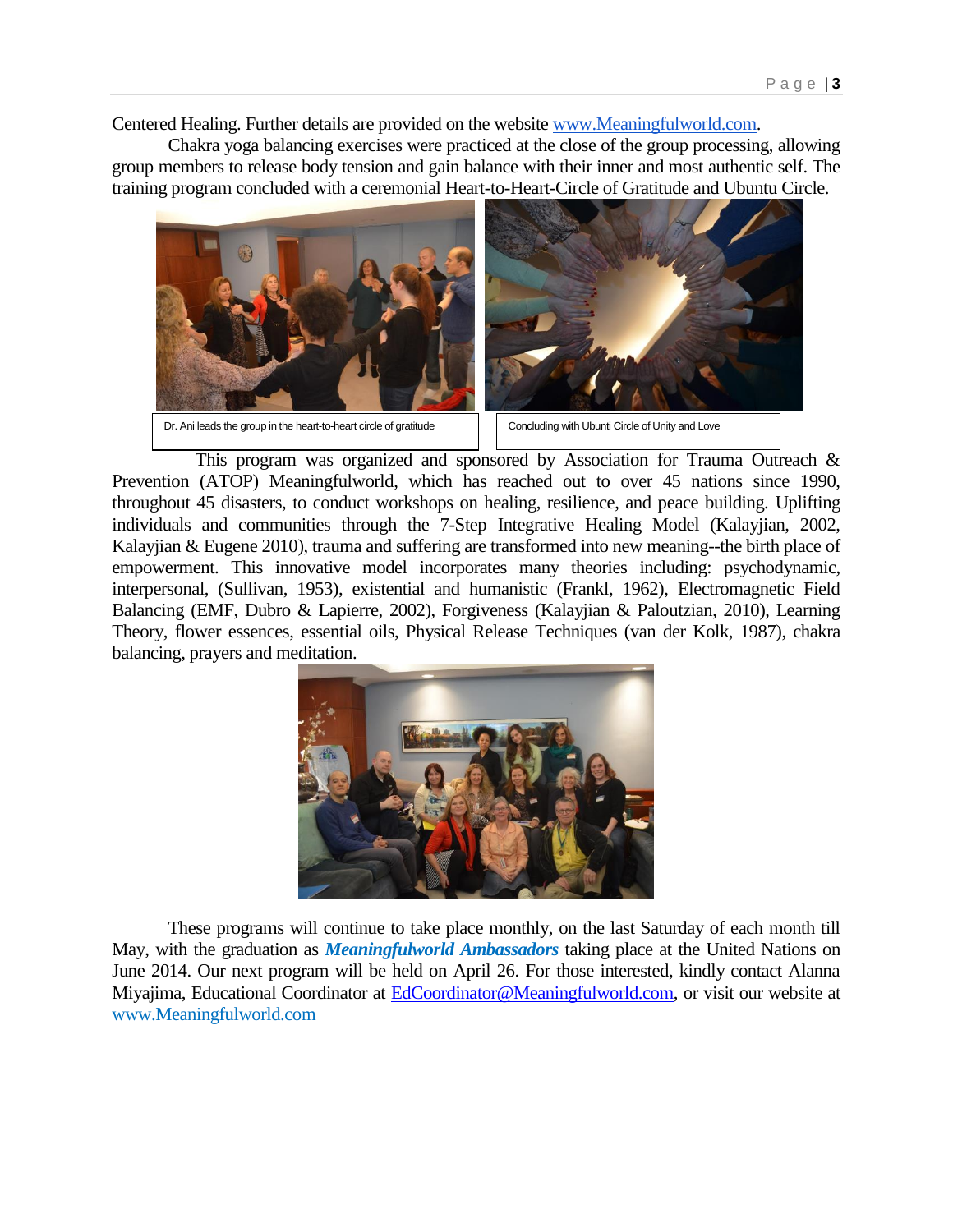Centered Healing. Further details are provided on the website www.Meaningfulworld.com.

Chakra yoga balancing exercises were practiced at the close of the group processing, allowing group members to release body tension and gain balance with their inner and most authentic self. The training program concluded with a ceremonial Heart-to-Heart-Circle of Gratitude and Ubuntu Circle.

Dr. Ani leads the group in the heart-to-heart circle of gratitude

Concluding with Ubunti Circle of Unity and Love

This program was organized and sponsored by Association for Trauma Outreach & Prevention (ATOP) Meaningfulworld, which has reached out to over 45 nations since 1990, throughout 45 disasters, to conduct workshops on healing, resilience, and peace building. Uplifting individuals and communities through the 7-Step Integrative Healing Model (Kalayjian, 2002, Kalayjian & Eugene 2010), trauma and suffering are transformed into new meaning--the birth place of empowerment. This innovative model incorporates many theories including: psychodynamic, interpersonal, (Sullivan, 1953), existential and humanistic (Frankl, 1962), Electromagnetic Field Balancing (EMF, Dubro & Lapierre, 2002), Forgiveness (Kalayjian & Paloutzian, 2010), Learning Theory, flower essences, essential oils, Physical Release Techniques (van der Kolk, 1987), chakra balancing, prayers and meditation.

These programs will continue to take place monthly, on the last Saturday of each month till May, with the graduation as ***Meaningfulworld Ambassadors*** taking place at the United Nations on June 2014. Our next program will be held on April 26. For those interested, kindly contact Alanna Miyajima, Educational Coordinator at EdCoordinator@Meaningfulworld.com, or visit our website at www.Meaningfulworld.com